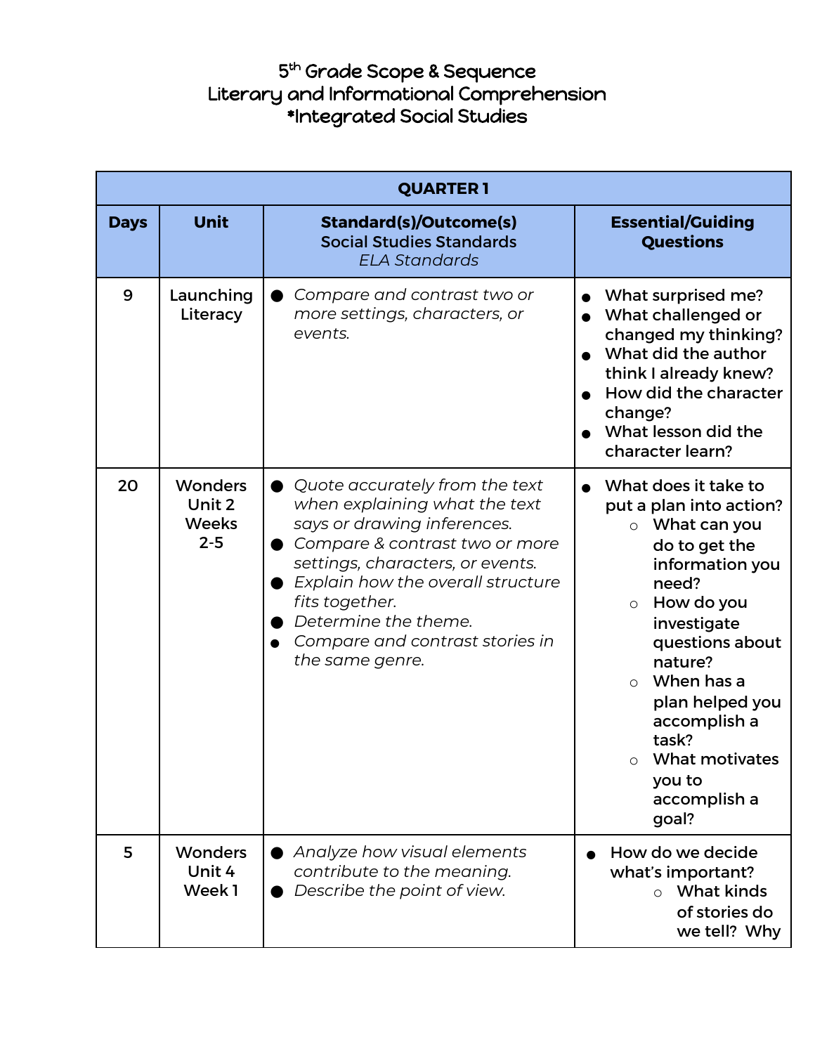# 5th Grade Scope & Sequence
# Literary and Informational Comprehension
# *Integrated Social Studies

| QUARTER 1 | | | |
|---|---|---|---|
| **Days** | **Unit** | **Standard(s)/Outcome(s)** Social Studies Standards *ELA Standards* | **Essential/Guiding Questions** |
| 9 | Launching Literacy | ● *Compare and contrast two or more settings, characters, or events.* | ● What surprised me? ● What challenged or changed my thinking? ● What did the author think I already knew? ● How did the character change? ● What lesson did the character learn? |
| 20 | Wonders Unit 2 Weeks 2-5 | ● *Quote accurately from the text when explaining what the text says or drawing inferences.* ● *Compare & contrast two or more settings, characters, or events.* ● *Explain how the overall structure fits together.* ● *Determine the theme.* ● *Compare and contrast stories in the same genre.* | ● What does it take to put a plan into action? ○ What can you do to get the information you need? ○ How do you investigate questions about nature? ○ When has a plan helped you accomplish a task? ○ What motivates you to accomplish a goal? |
| 5 | Wonders Unit 4 Week 1 | ● *Analyze how visual elements contribute to the meaning.* ● *Describe the point of view.* | ● How do we decide what's important? ○ What kinds of stories do we tell? Why |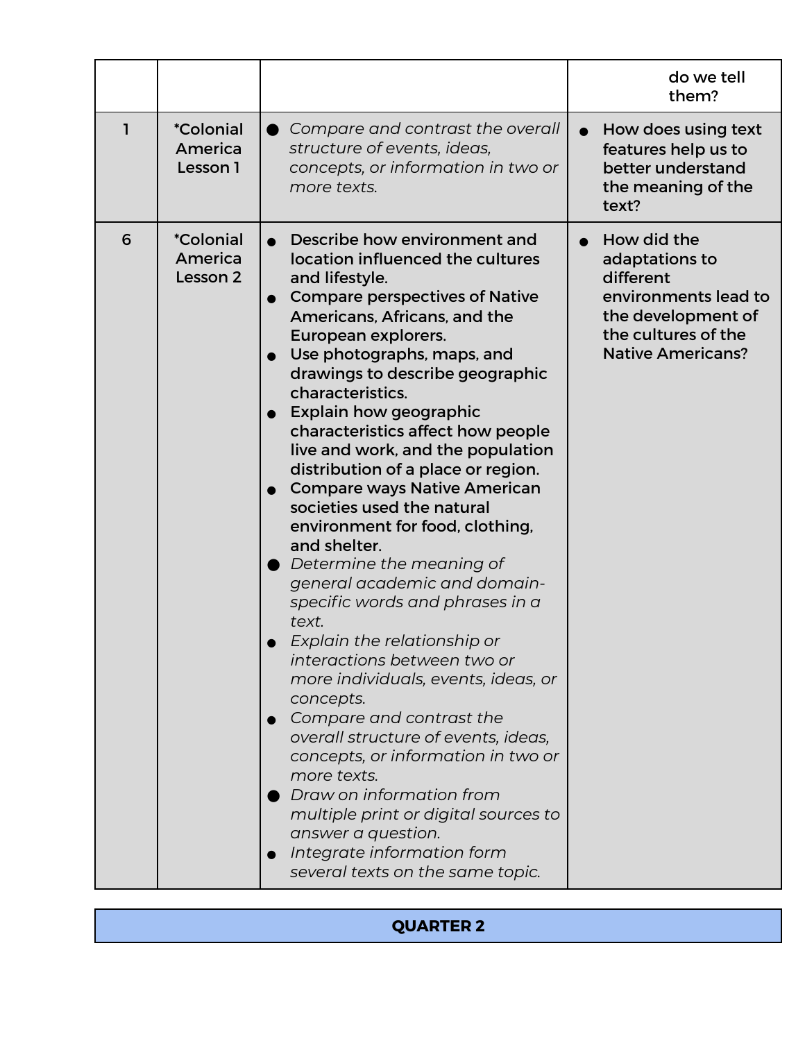|  |  |  | do we tell them? |
|---|---|---|---|
| 1 | *Colonial America Lesson 1 | ● *Compare and contrast the overall structure of events, ideas, concepts, or information in two or more texts.* | ● How does using text features help us to better understand the meaning of the text? |
| 6 | *Colonial America Lesson 2 | ● Describe how environment and location influenced the cultures and lifestyle.<br>● Compare perspectives of Native Americans, Africans, and the European explorers.<br>● Use photographs, maps, and drawings to describe geographic characteristics.<br>● Explain how geographic characteristics affect how people live and work, and the population distribution of a place or region.<br>● Compare ways Native American societies used the natural environment for food, clothing, and shelter.<br>● *Determine the meaning of general academic and domain-specific words and phrases in a text.*<br>● *Explain the relationship or interactions between two or more individuals, events, ideas, or concepts.*<br>● *Compare and contrast the overall structure of events, ideas, concepts, or information in two or more texts.*<br>● *Draw on information from multiple print or digital sources to answer a question.*<br>● *Integrate information form several texts on the same topic.* | ● How did the adaptations to different environments lead to the development of the cultures of the Native Americans? |

| QUARTER 2 |
|---|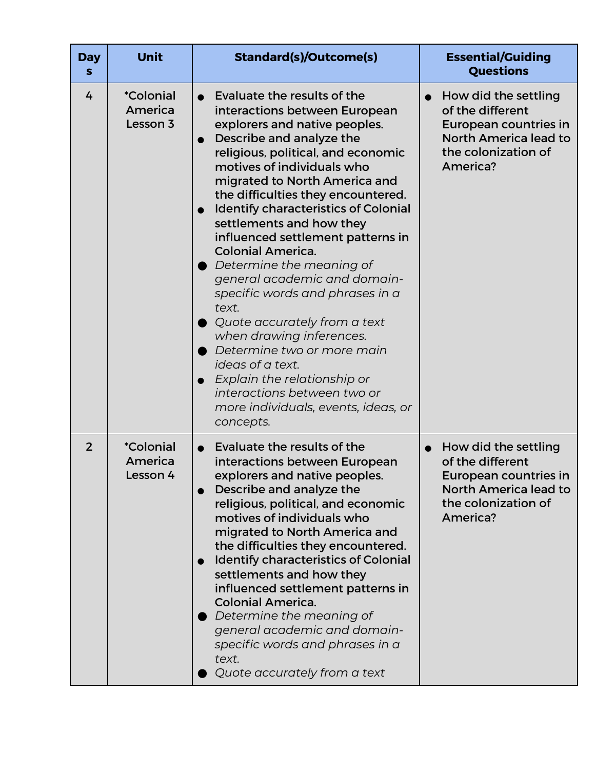| Days | Unit | Standard(s)/Outcome(s) | Essential/Guiding Questions |
| --- | --- | --- | --- |
| 4 | *Colonial America Lesson 3 | <ul><li>Evaluate the results of the interactions between European explorers and native peoples.</li><li>Describe and analyze the religious, political, and economic motives of individuals who migrated to North America and the difficulties they encountered.</li><li>Identify characteristics of Colonial settlements and how they influenced settlement patterns in Colonial America.</li><li>*Determine the meaning of general academic and domain-specific words and phrases in a text.*</li><li>*Quote accurately from a text when drawing inferences.*</li><li>*Determine two or more main ideas of a text.*</li><li>*Explain the relationship or interactions between two or more individuals, events, ideas, or concepts.*</li></ul> | <ul><li>How did the settling of the different European countries in North America lead to the colonization of America?</li></ul> |
| 2 | *Colonial America Lesson 4 | <ul><li>Evaluate the results of the interactions between European explorers and native peoples.</li><li>Describe and analyze the religious, political, and economic motives of individuals who migrated to North America and the difficulties they encountered.</li><li>Identify characteristics of Colonial settlements and how they influenced settlement patterns in Colonial America.</li><li>*Determine the meaning of general academic and domain-specific words and phrases in a text.*</li><li>*Quote accurately from a text*</li></ul> | <ul><li>How did the settling of the different European countries in North America lead to the colonization of America?</li></ul> |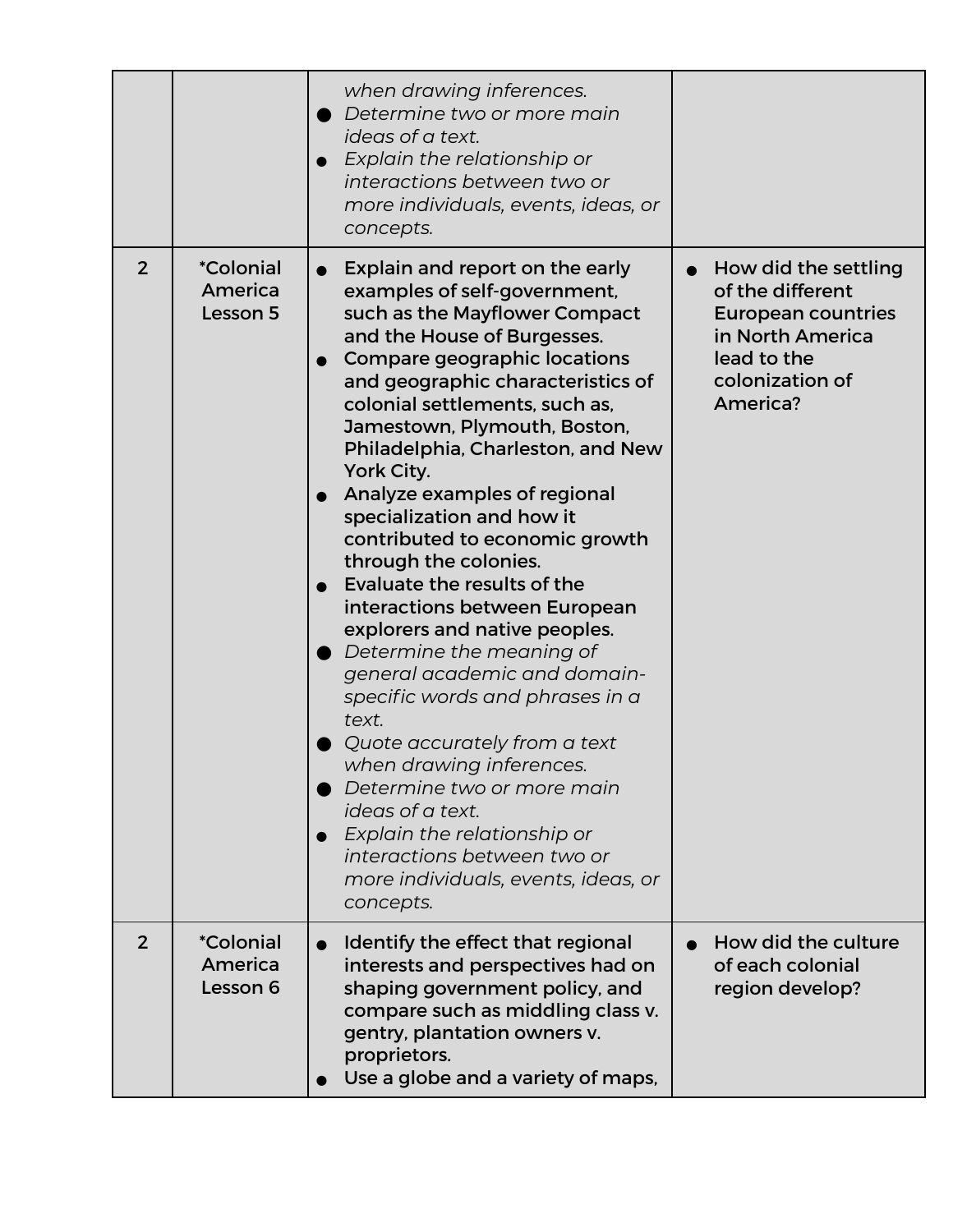| | | | |
|---|---|---|---|
| | | *when drawing inferences.*<br>● *Determine two or more main ideas of a text.*<br>● *Explain the relationship or interactions between two or more individuals, events, ideas, or concepts.* | |
| 2 | *Colonial America Lesson 5 | ● Explain and report on the early examples of self-government, such as the Mayflower Compact and the House of Burgesses.<br>● Compare geographic locations and geographic characteristics of colonial settlements, such as, Jamestown, Plymouth, Boston, Philadelphia, Charleston, and New York City.<br>● Analyze examples of regional specialization and how it contributed to economic growth through the colonies.<br>● Evaluate the results of the interactions between European explorers and native peoples.<br>● *Determine the meaning of general academic and domain-specific words and phrases in a text.*<br>● *Quote accurately from a text when drawing inferences.*<br>● *Determine two or more main ideas of a text.*<br>● *Explain the relationship or interactions between two or more individuals, events, ideas, or concepts.* | ● How did the settling of the different European countries in North America lead to the colonization of America? |
| 2 | *Colonial America Lesson 6 | ● Identify the effect that regional interests and perspectives had on shaping government policy, and compare such as middling class v. gentry, plantation owners v. proprietors.<br>● Use a globe and a variety of maps, | ● How did the culture of each colonial region develop? |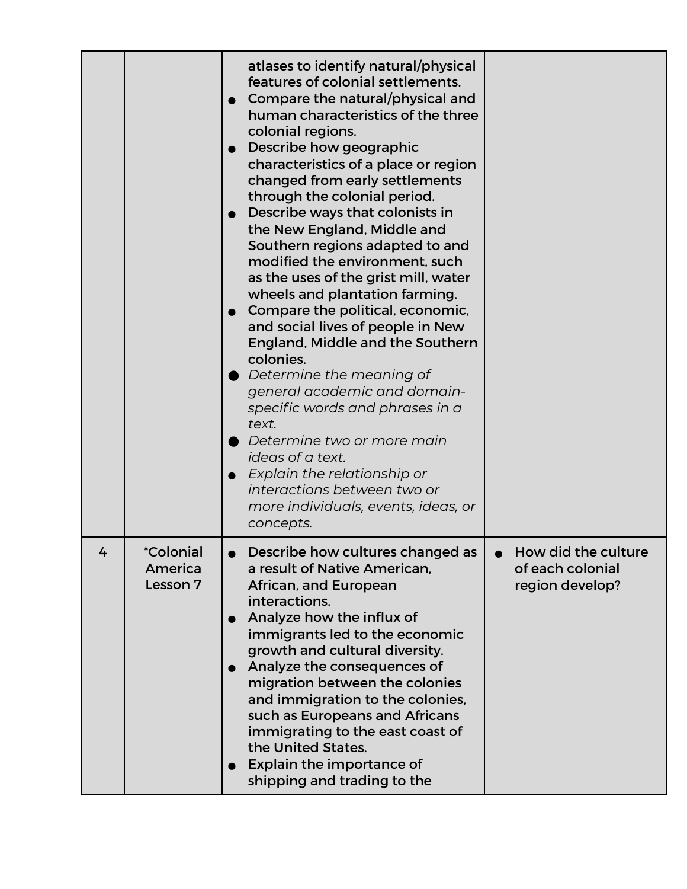| | | | |
|---|---|---|---|
| | | atlases to identify natural/physical features of colonial settlements.<br>● Compare the natural/physical and human characteristics of the three colonial regions.<br>● Describe how geographic characteristics of a place or region changed from early settlements through the colonial period.<br>● Describe ways that colonists in the New England, Middle and Southern regions adapted to and modified the environment, such as the uses of the grist mill, water wheels and plantation farming.<br>● Compare the political, economic, and social lives of people in New England, Middle and the Southern colonies.<br>● *Determine the meaning of general academic and domain-specific words and phrases in a text.*<br>● *Determine two or more main ideas of a text.*<br>● *Explain the relationship or interactions between two or more individuals, events, ideas, or concepts.* | |
| 4 | *Colonial America Lesson 7 | ● Describe how cultures changed as a result of Native American, African, and European interactions.<br>● Analyze how the influx of immigrants led to the economic growth and cultural diversity.<br>● Analyze the consequences of migration between the colonies and immigration to the colonies, such as Europeans and Africans immigrating to the east coast of the United States.<br>● Explain the importance of shipping and trading to the | ● How did the culture of each colonial region develop? |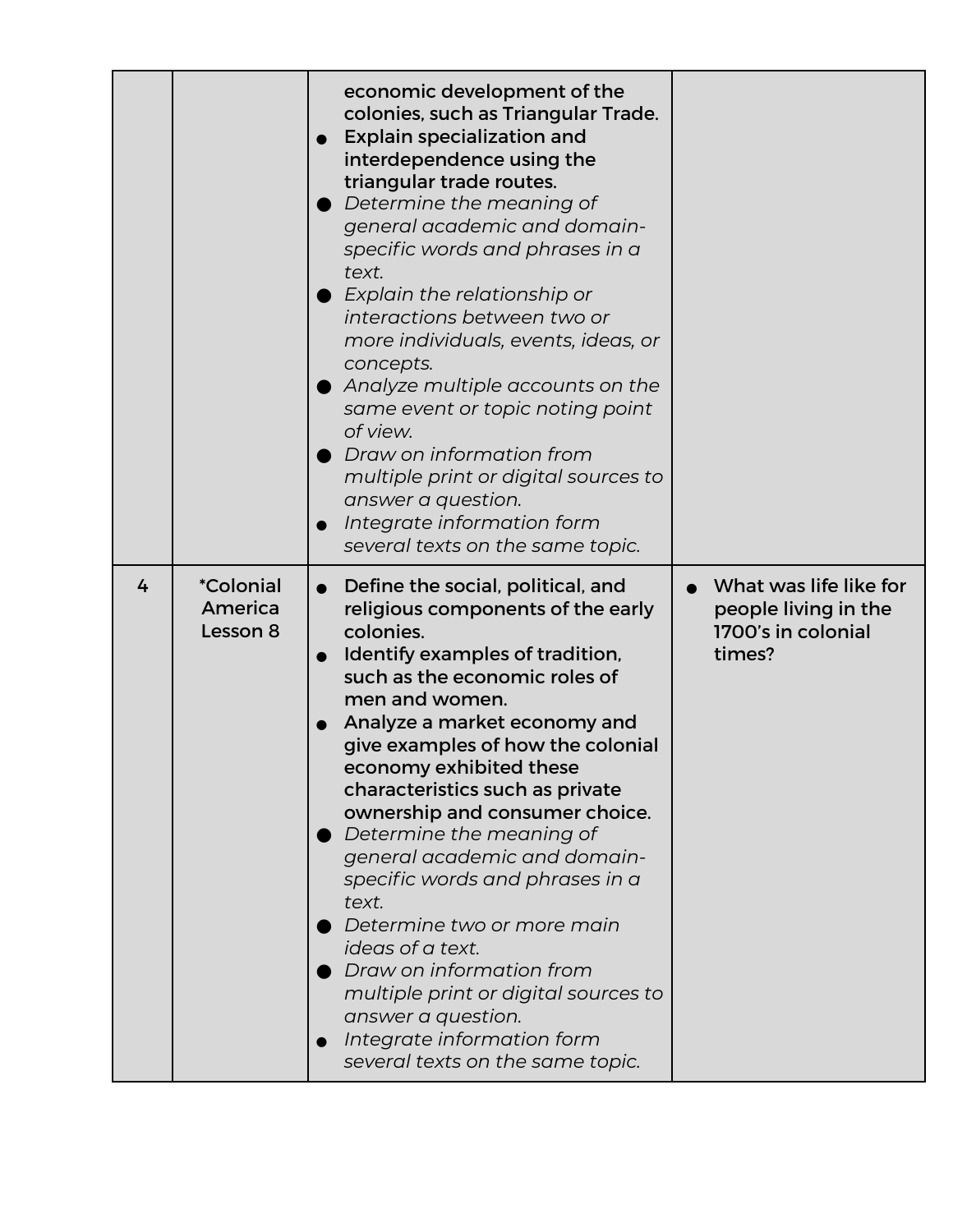|  |  |  |  |
| --- | --- | --- | --- |
|  |  | economic development of the colonies, such as Triangular Trade.<br>• Explain specialization and interdependence using the triangular trade routes.<br>• *Determine the meaning of general academic and domain-specific words and phrases in a text.*<br>• *Explain the relationship or interactions between two or more individuals, events, ideas, or concepts.*<br>• *Analyze multiple accounts on the same event or topic noting point of view.*<br>• *Draw on information from multiple print or digital sources to answer a question.*<br>• *Integrate information form several texts on the same topic.* |  |
| 4 | *Colonial America Lesson 8 | • Define the social, political, and religious components of the early colonies.<br>• Identify examples of tradition, such as the economic roles of men and women.<br>• Analyze a market economy and give examples of how the colonial economy exhibited these characteristics such as private ownership and consumer choice.<br>• *Determine the meaning of general academic and domain-specific words and phrases in a text.*<br>• *Determine two or more main ideas of a text.*<br>• *Draw on information from multiple print or digital sources to answer a question.*<br>• *Integrate information form several texts on the same topic.* | • What was life like for people living in the 1700's in colonial times? |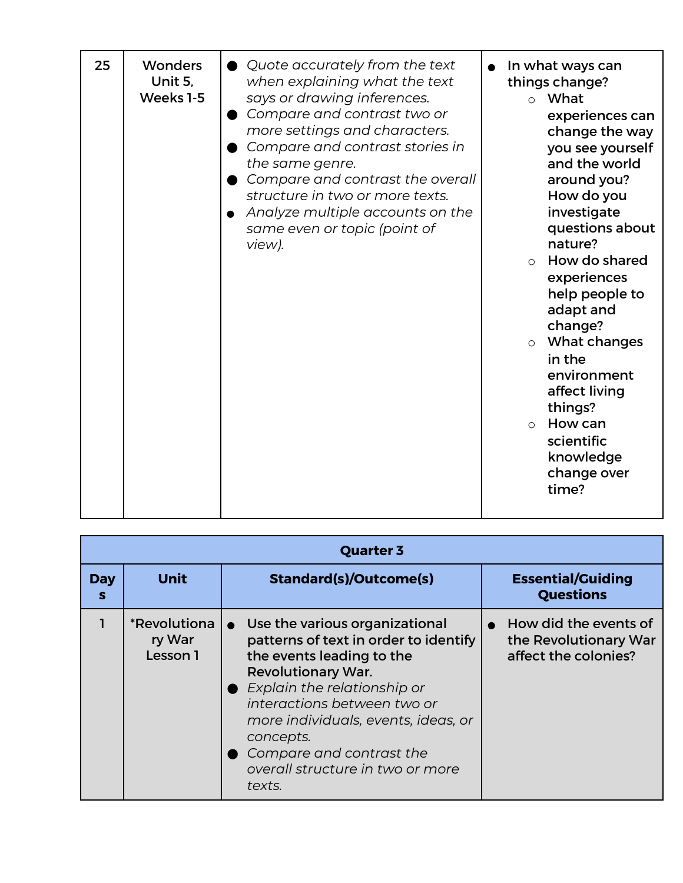| | | | |
|---|---|---|---|
| 25 | Wonders Unit 5, Weeks 1-5 | • *Quote accurately from the text when explaining what the text says or drawing inferences.*<br>• *Compare and contrast two or more settings and characters.*<br>• *Compare and contrast stories in the same genre.*<br>• *Compare and contrast the overall structure in two or more texts.*<br>• *Analyze multiple accounts on the same even or topic (point of view).* | • **In what ways can things change?**<br>  ○ **What experiences can change the way you see yourself and the world around you? How do you investigate questions about nature?**<br>  ○ **How do shared experiences help people to adapt and change?**<br>  ○ **What changes in the environment affect living things?**<br>  ○ **How can scientific knowledge change over time?** |

| Quarter 3 | | | |
|---|---|---|---|
| **Days** | **Unit** | **Standard(s)/Outcome(s)** | **Essential/Guiding Questions** |
| 1 | *Revolutionary War Lesson 1 | • Use the various organizational patterns of text in order to identify the events leading to the Revolutionary War.<br>• *Explain the relationship or interactions between two or more individuals, events, ideas, or concepts.*<br>• *Compare and contrast the overall structure in two or more texts.* | • How did the events of the Revolutionary War affect the colonies? |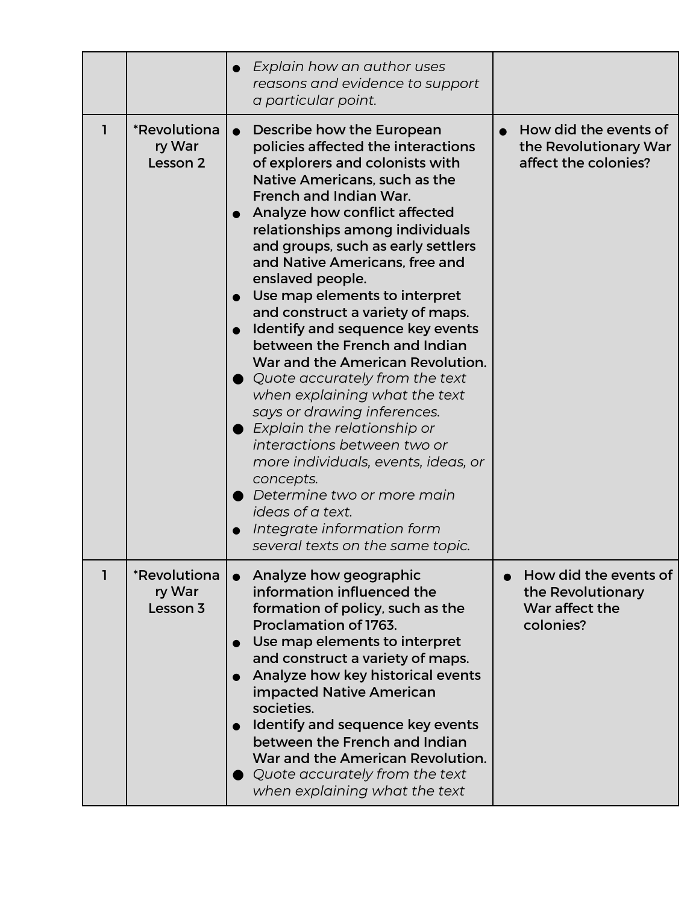| | | | |
|---|---|---|---|
| | | • *Explain how an author uses reasons and evidence to support a particular point.* | |
| 1 | *Revolutionary War Lesson 2 | • Describe how the European policies affected the interactions of explorers and colonists with Native Americans, such as the French and Indian War.<br>• Analyze how conflict affected relationships among individuals and groups, such as early settlers and Native Americans, free and enslaved people.<br>• Use map elements to interpret and construct a variety of maps.<br>• Identify and sequence key events between the French and Indian War and the American Revolution.<br>• *Quote accurately from the text when explaining what the text says or drawing inferences.*<br>• *Explain the relationship or interactions between two or more individuals, events, ideas, or concepts.*<br>• *Determine two or more main ideas of a text.*<br>• *Integrate information form several texts on the same topic.* | • How did the events of the Revolutionary War affect the colonies? |
| 1 | *Revolutionary War Lesson 3 | • Analyze how geographic information influenced the formation of policy, such as the Proclamation of 1763.<br>• Use map elements to interpret and construct a variety of maps.<br>• Analyze how key historical events impacted Native American societies.<br>• Identify and sequence key events between the French and Indian War and the American Revolution.<br>• *Quote accurately from the text when explaining what the text* | • How did the events of the Revolutionary War affect the colonies? |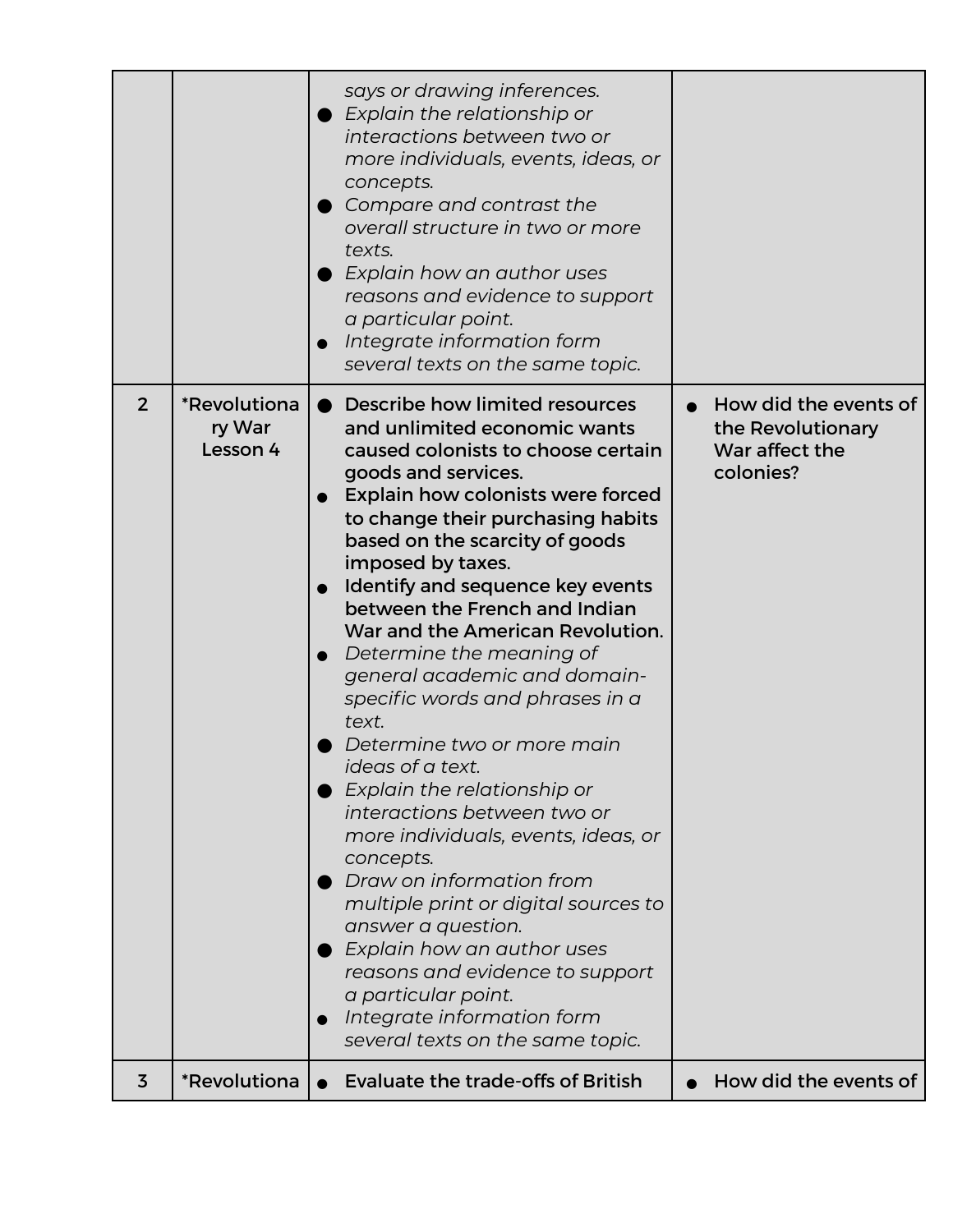| | | | |
|---|---|---|---|
| | | *says or drawing inferences.*<br>● *Explain the relationship or interactions between two or more individuals, events, ideas, or concepts.*<br>● *Compare and contrast the overall structure in two or more texts.*<br>● *Explain how an author uses reasons and evidence to support a particular point.*<br>● *Integrate information form several texts on the same topic.* | |
| 2 | *Revolutionary War Lesson 4 | ● Describe how limited resources and unlimited economic wants caused colonists to choose certain goods and services.<br>● Explain how colonists were forced to change their purchasing habits based on the scarcity of goods imposed by taxes.<br>● Identify and sequence key events between the French and Indian War and the American Revolution.<br>● *Determine the meaning of general academic and domain-specific words and phrases in a text.*<br>● *Determine two or more main ideas of a text.*<br>● *Explain the relationship or interactions between two or more individuals, events, ideas, or concepts.*<br>● *Draw on information from multiple print or digital sources to answer a question.*<br>● *Explain how an author uses reasons and evidence to support a particular point.*<br>● *Integrate information form several texts on the same topic.* | ● How did the events of the Revolutionary War affect the colonies? |
| 3 | *Revolutiona | ● Evaluate the trade-offs of British | ● How did the events of |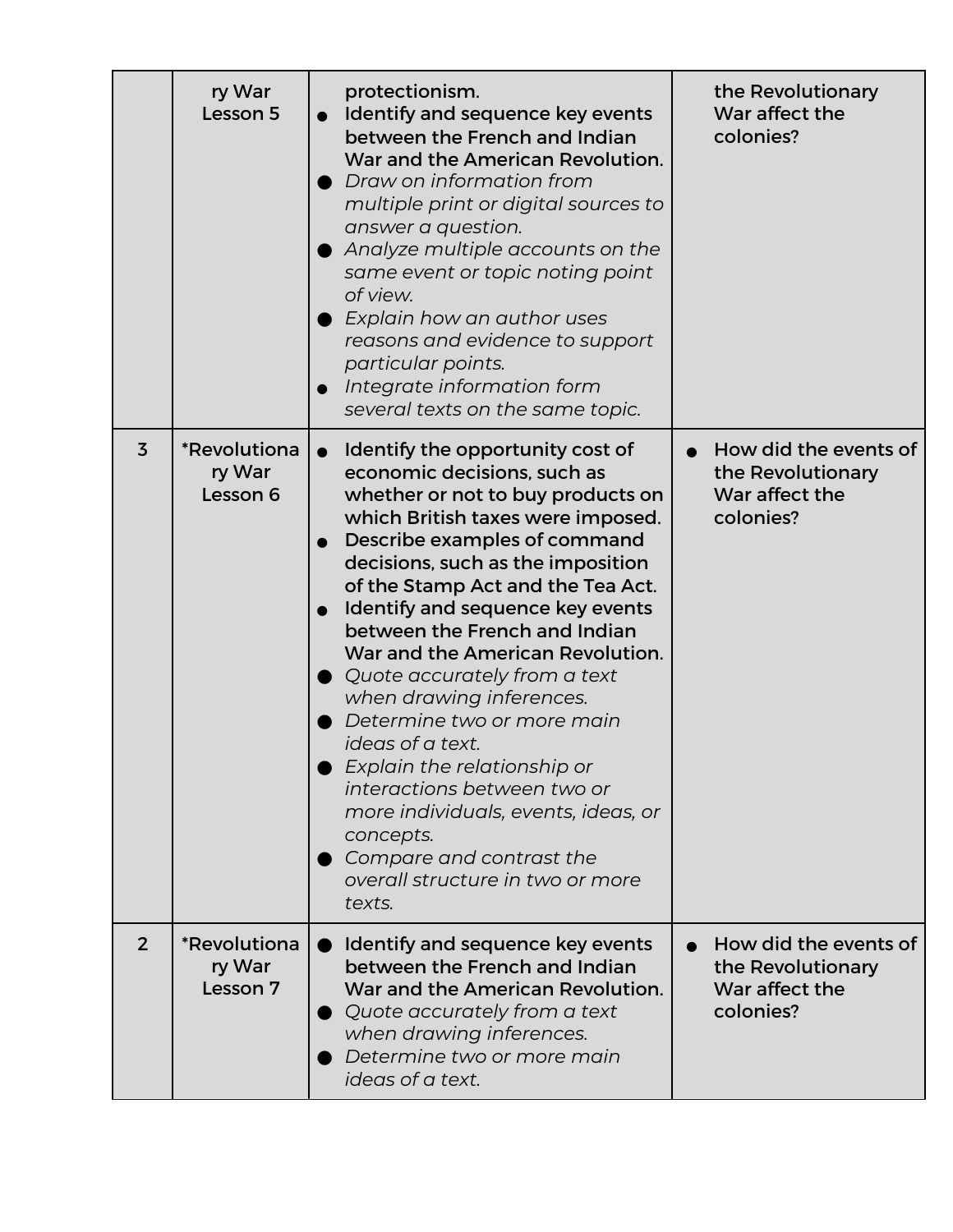| | | | |
|---|---|---|---|
| | ry War Lesson 5 | protectionism.<br>• Identify and sequence key events between the French and Indian War and the American Revolution.<br>• *Draw on information from multiple print or digital sources to answer a question.*<br>• *Analyze multiple accounts on the same event or topic noting point of view.*<br>• *Explain how an author uses reasons and evidence to support particular points.*<br>• *Integrate information form several texts on the same topic.* | the Revolutionary War affect the colonies? |
| 3 | *Revolutionary War Lesson 6 | • Identify the opportunity cost of economic decisions, such as whether or not to buy products on which British taxes were imposed.<br>• Describe examples of command decisions, such as the imposition of the Stamp Act and the Tea Act.<br>• Identify and sequence key events between the French and Indian War and the American Revolution.<br>• *Quote accurately from a text when drawing inferences.*<br>• *Determine two or more main ideas of a text.*<br>• *Explain the relationship or interactions between two or more individuals, events, ideas, or concepts.*<br>• *Compare and contrast the overall structure in two or more texts.* | • How did the events of the Revolutionary War affect the colonies? |
| 2 | *Revolutionary War Lesson 7 | • Identify and sequence key events between the French and Indian War and the American Revolution.<br>• *Quote accurately from a text when drawing inferences.*<br>• *Determine two or more main ideas of a text.* | • How did the events of the Revolutionary War affect the colonies? |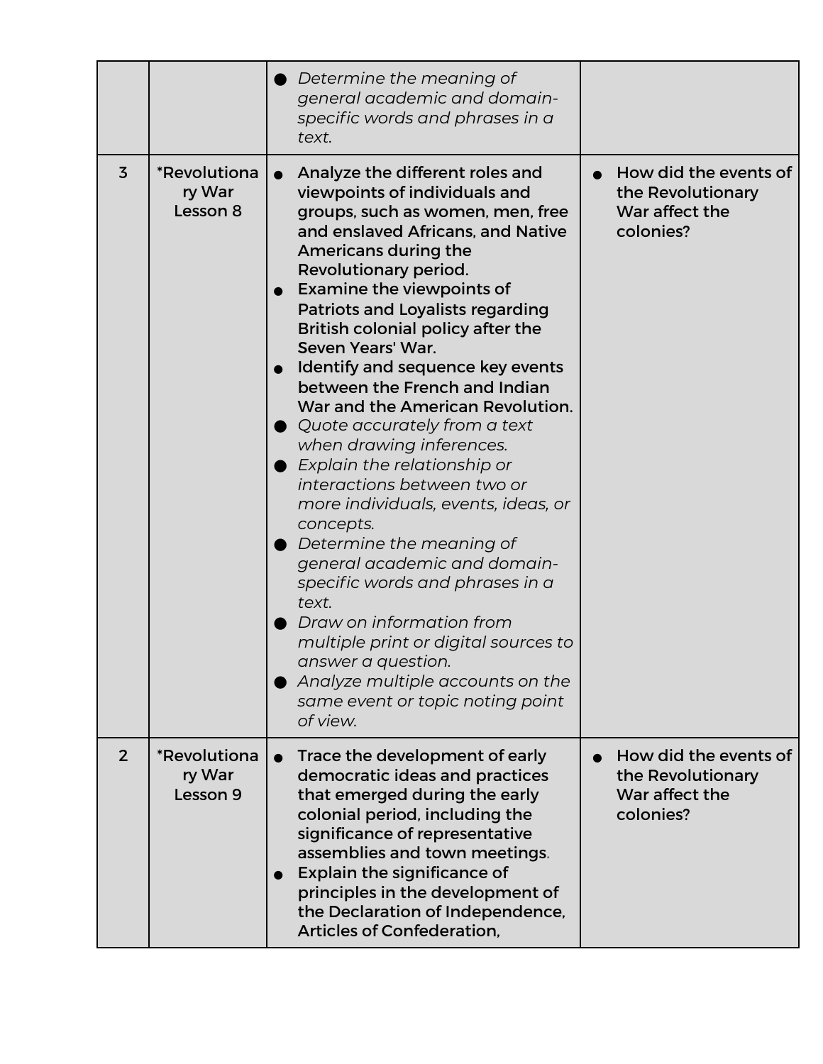| | | | |
|---|---|---|---|
| | | • *Determine the meaning of general academic and domain-specific words and phrases in a text.* | |
| 3 | *Revolutionary War Lesson 8 | • Analyze the different roles and viewpoints of individuals and groups, such as women, men, free and enslaved Africans, and Native Americans during the Revolutionary period.<br>• Examine the viewpoints of Patriots and Loyalists regarding British colonial policy after the Seven Years' War.<br>• Identify and sequence key events between the French and Indian War and the American Revolution.<br>• *Quote accurately from a text when drawing inferences.*<br>• *Explain the relationship or interactions between two or more individuals, events, ideas, or concepts.*<br>• *Determine the meaning of general academic and domain-specific words and phrases in a text.*<br>• *Draw on information from multiple print or digital sources to answer a question.*<br>• *Analyze multiple accounts on the same event or topic noting point of view.* | • How did the events of the Revolutionary War affect the colonies? |
| 2 | *Revolutionary War Lesson 9 | • Trace the development of early democratic ideas and practices that emerged during the early colonial period, including the significance of representative assemblies and town meetings.<br>• Explain the significance of principles in the development of the Declaration of Independence, Articles of Confederation, | • How did the events of the Revolutionary War affect the colonies? |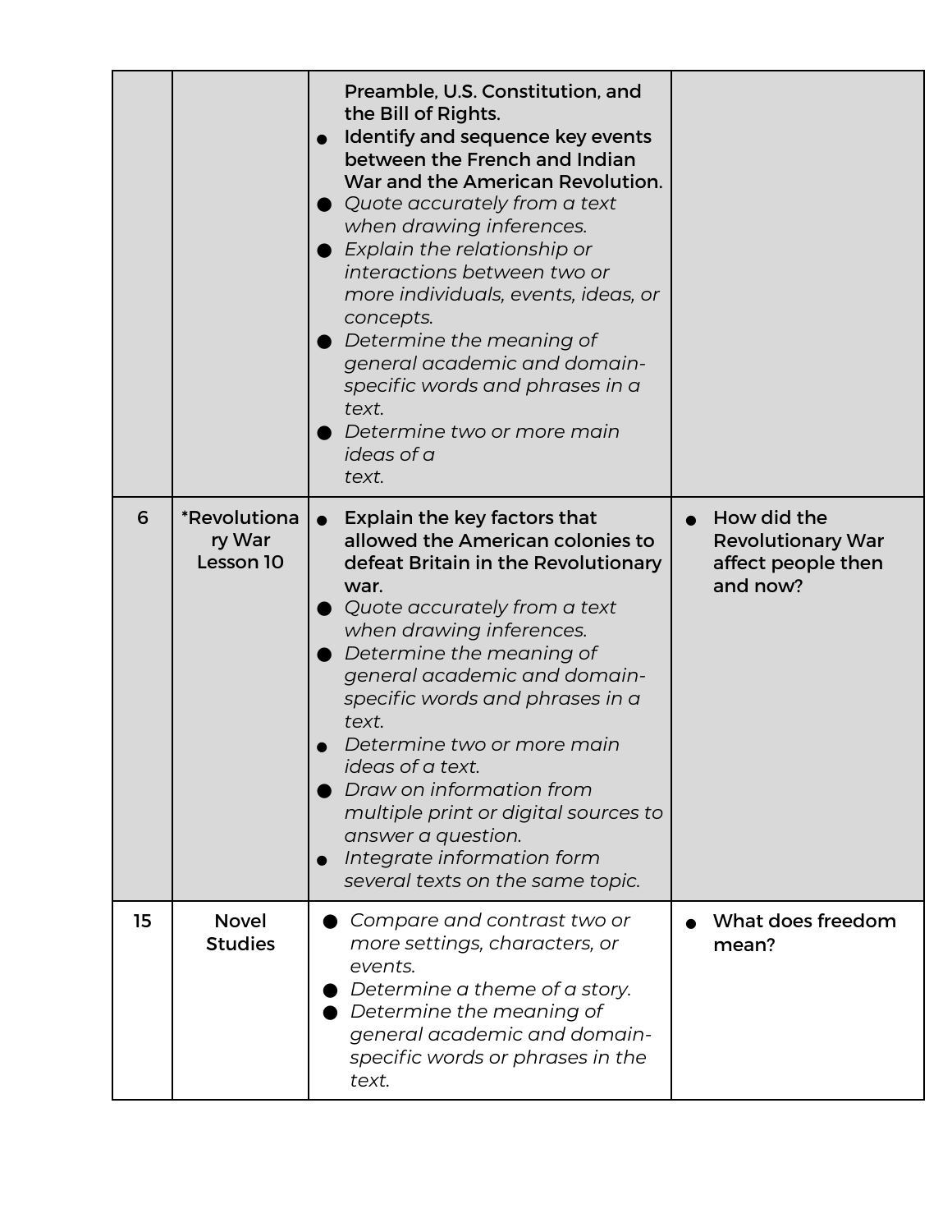| | | | |
|---|---|---|---|
| | | Preamble, U.S. Constitution, and the Bill of Rights.<br>● **Identify and sequence key events between the French and Indian War and the American Revolution.**<br>● *Quote accurately from a text when drawing inferences.*<br>● *Explain the relationship or interactions between two or more individuals, events, ideas, or concepts.*<br>● *Determine the meaning of general academic and domain-specific words and phrases in a text.*<br>● *Determine two or more main ideas of a text.* | |
| 6 | *Revolutionary War Lesson 10 | ● **Explain the key factors that allowed the American colonies to defeat Britain in the Revolutionary war.**<br>● *Quote accurately from a text when drawing inferences.*<br>● *Determine the meaning of general academic and domain-specific words and phrases in a text.*<br>● *Determine two or more main ideas of a text.*<br>● *Draw on information from multiple print or digital sources to answer a question.*<br>● *Integrate information form several texts on the same topic.* | ● **How did the Revolutionary War affect people then and now?** |
| 15 | Novel Studies | ● *Compare and contrast two or more settings, characters, or events.*<br>● *Determine a theme of a story.*<br>● *Determine the meaning of general academic and domain-specific words or phrases in the text.* | ● **What does freedom mean?** |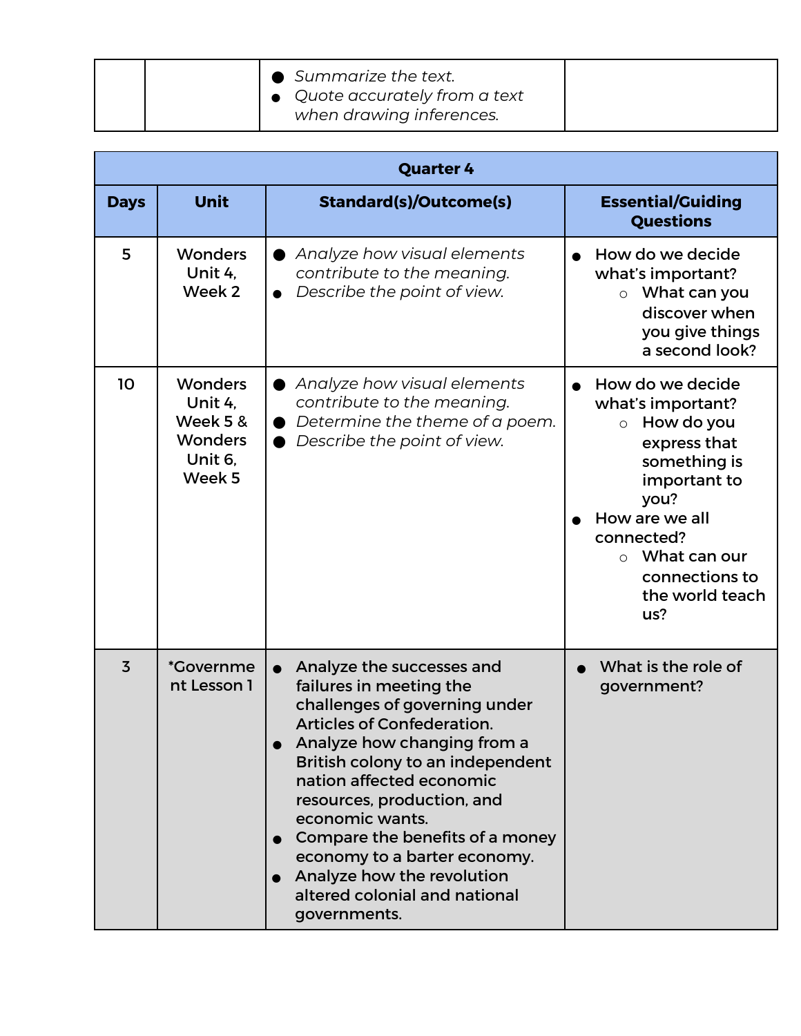| | | Standard(s)/Outcome(s) | |
|---|---|---|---|
| | | • *Summarize the text.*<br>• *Quote accurately from a text when drawing inferences.* | |

| **Quarter 4** | | | |
|---|---|---|---|
| **Days** | **Unit** | **Standard(s)/Outcome(s)** | **Essential/Guiding Questions** |
| 5 | Wonders Unit 4, Week 2 | • *Analyze how visual elements contribute to the meaning.*<br>• *Describe the point of view.* | • How do we decide what's important?<br>  ○ What can you discover when you give things a second look? |
| 10 | Wonders Unit 4, Week 5 & Wonders Unit 6, Week 5 | • *Analyze how visual elements contribute to the meaning.*<br>• *Determine the theme of a poem.*<br>• *Describe the point of view.* | • How do we decide what's important?<br>  ○ How do you express that something is important to you?<br>• How are we all connected?<br>  ○ What can our connections to the world teach us? |
| 3 | *Government Lesson 1 | • Analyze the successes and failures in meeting the challenges of governing under Articles of Confederation.<br>• Analyze how changing from a British colony to an independent nation affected economic resources, production, and economic wants.<br>• Compare the benefits of a money economy to a barter economy.<br>• Analyze how the revolution altered colonial and national governments. | • What is the role of government? |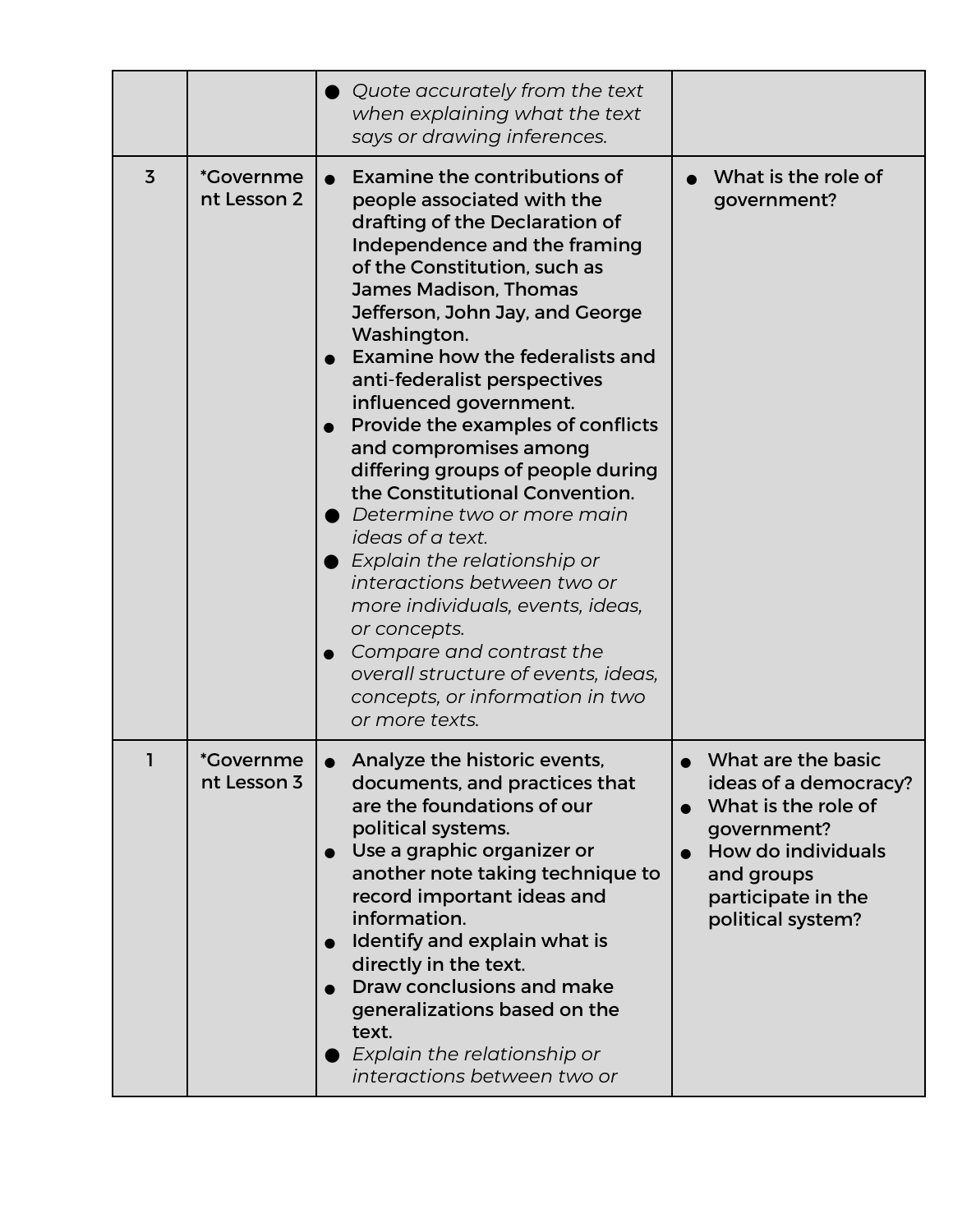| | | | |
|---|---|---|---|
| | | ● *Quote accurately from the text when explaining what the text says or drawing inferences.* | |
| 3 | *Government Lesson 2 | ● Examine the contributions of people associated with the drafting of the Declaration of Independence and the framing of the Constitution, such as James Madison, Thomas Jefferson, John Jay, and George Washington.<br>● Examine how the federalists and anti-federalist perspectives influenced government.<br>● Provide the examples of conflicts and compromises among differing groups of people during the Constitutional Convention.<br>● *Determine two or more main ideas of a text.*<br>● *Explain the relationship or interactions between two or more individuals, events, ideas, or concepts.*<br>● *Compare and contrast the overall structure of events, ideas, concepts, or information in two or more texts.* | ● What is the role of government? |
| 1 | *Government Lesson 3 | ● Analyze the historic events, documents, and practices that are the foundations of our political systems.<br>● Use a graphic organizer or another note taking technique to record important ideas and information.<br>● Identify and explain what is directly in the text.<br>● Draw conclusions and make generalizations based on the text.<br>● *Explain the relationship or interactions between two or* | ● What are the basic ideas of a democracy?<br>● What is the role of government?<br>● How do individuals and groups participate in the political system? |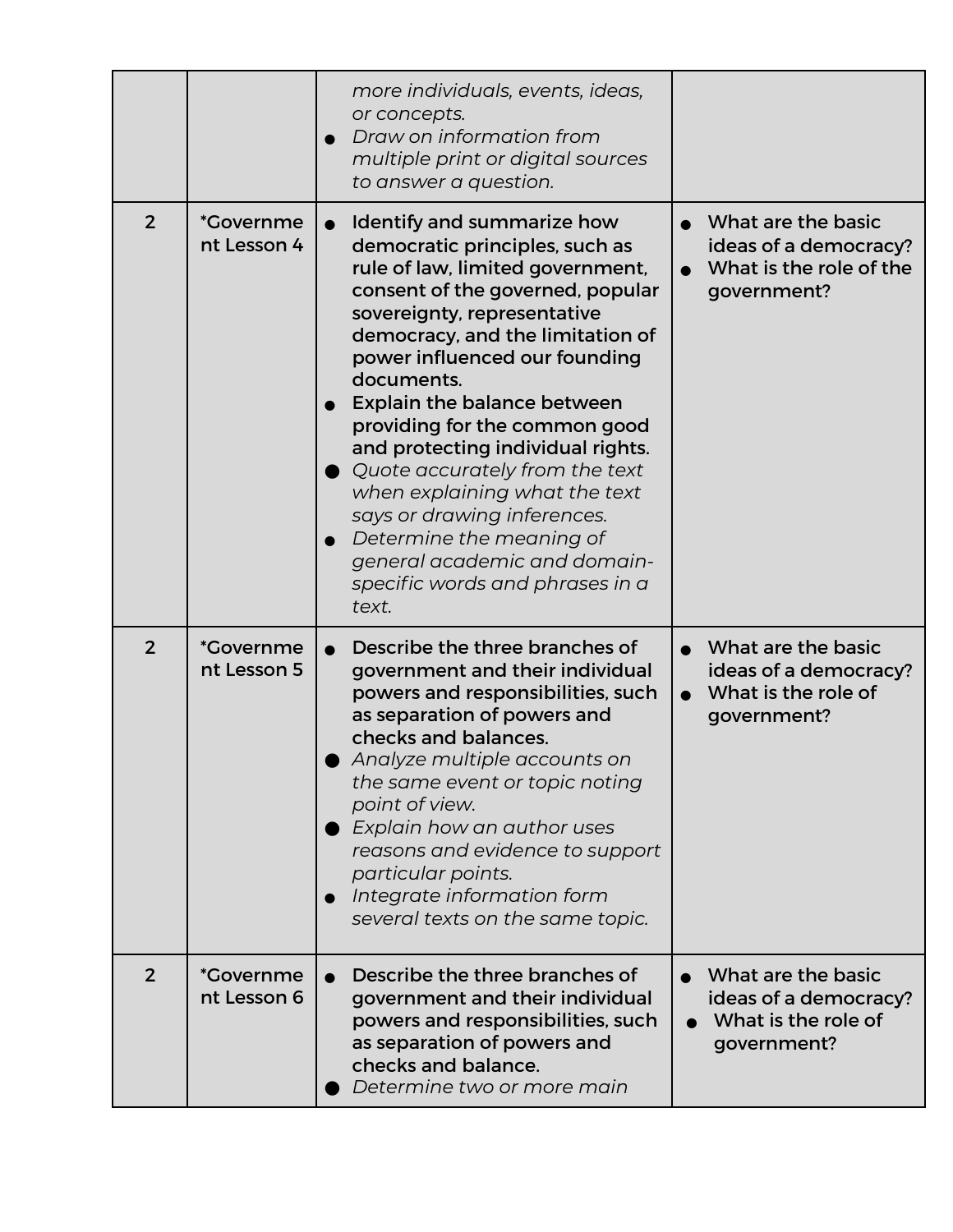| | | | |
|---|---|---|---|
| | | *more individuals, events, ideas, or concepts.*<br>● *Draw on information from multiple print or digital sources to answer a question.* | |
| 2 | *Government Lesson 4 | ● Identify and summarize how democratic principles, such as rule of law, limited government, consent of the governed, popular sovereignty, representative democracy, and the limitation of power influenced our founding documents.<br>● Explain the balance between providing for the common good and protecting individual rights.<br>● *Quote accurately from the text when explaining what the text says or drawing inferences.*<br>● *Determine the meaning of general academic and domain-specific words and phrases in a text.* | ● What are the basic ideas of a democracy?<br>● What is the role of the government? |
| 2 | *Government Lesson 5 | ● Describe the three branches of government and their individual powers and responsibilities, such as separation of powers and checks and balances.<br>● *Analyze multiple accounts on the same event or topic noting point of view.*<br>● *Explain how an author uses reasons and evidence to support particular points.*<br>● *Integrate information form several texts on the same topic.* | ● What are the basic ideas of a democracy?<br>● What is the role of government? |
| 2 | *Government Lesson 6 | ● Describe the three branches of government and their individual powers and responsibilities, such as separation of powers and checks and balance.<br>● *Determine two or more main* | ● What are the basic ideas of a democracy?<br>● What is the role of government? |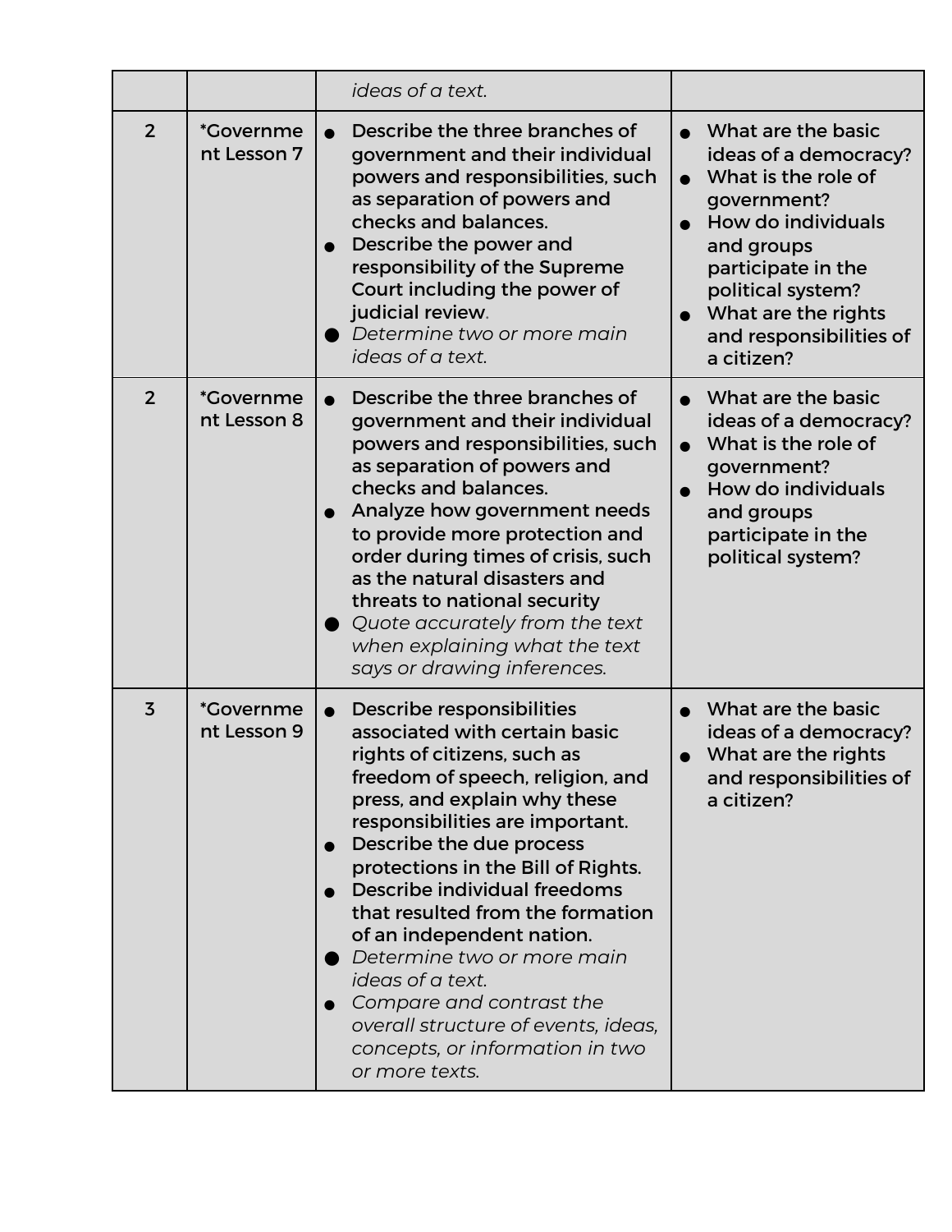| | | | |
|---|---|---|---|
| | | *ideas of a text.* | |
| 2 | *Government Lesson 7 | • Describe the three branches of government and their individual powers and responsibilities, such as separation of powers and checks and balances.<br>• Describe the power and responsibility of the Supreme Court including the power of judicial review.<br>• *Determine two or more main ideas of a text.* | • What are the basic ideas of a democracy?<br>• What is the role of government?<br>• How do individuals and groups participate in the political system?<br>• What are the rights and responsibilities of a citizen? |
| 2 | *Government Lesson 8 | • Describe the three branches of government and their individual powers and responsibilities, such as separation of powers and checks and balances.<br>• Analyze how government needs to provide more protection and order during times of crisis, such as the natural disasters and threats to national security<br>• *Quote accurately from the text when explaining what the text says or drawing inferences.* | • What are the basic ideas of a democracy?<br>• What is the role of government?<br>• How do individuals and groups participate in the political system? |
| 3 | *Government Lesson 9 | • Describe responsibilities associated with certain basic rights of citizens, such as freedom of speech, religion, and press, and explain why these responsibilities are important.<br>• Describe the due process protections in the Bill of Rights.<br>• Describe individual freedoms that resulted from the formation of an independent nation.<br>• *Determine two or more main ideas of a text.*<br>• *Compare and contrast the overall structure of events, ideas, concepts, or information in two or more texts.* | • What are the basic ideas of a democracy?<br>• What are the rights and responsibilities of a citizen? |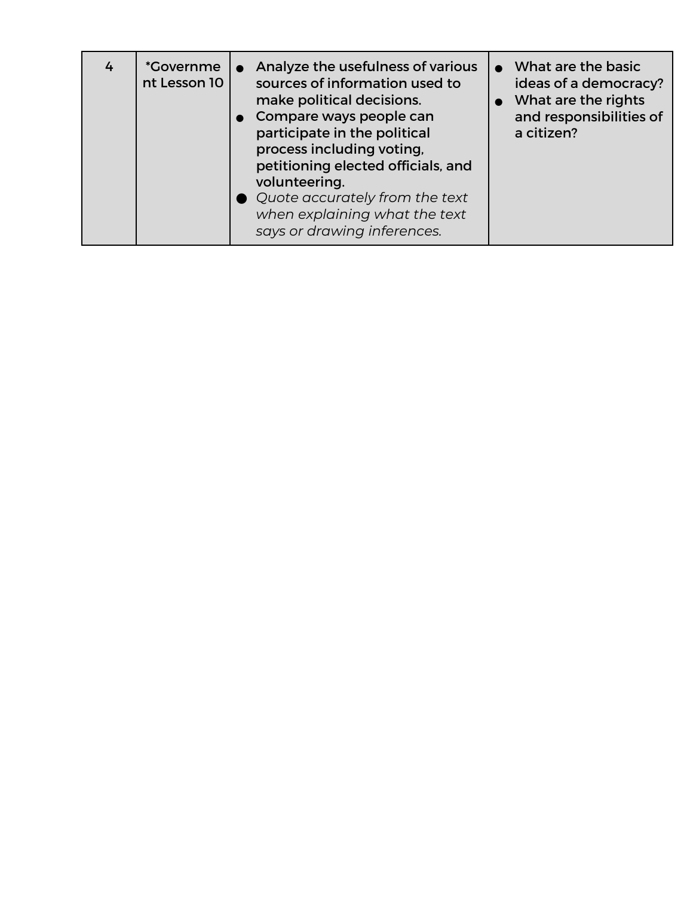| | | | |
|---|---|---|---|
| 4 | *Government Lesson 10 | • Analyze the usefulness of various sources of information used to make political decisions.<br>• Compare ways people can participate in the political process including voting, petitioning elected officials, and volunteering.<br>• *Quote accurately from the text when explaining what the text says or drawing inferences.* | • What are the basic ideas of a democracy?<br>• What are the rights and responsibilities of a citizen? |